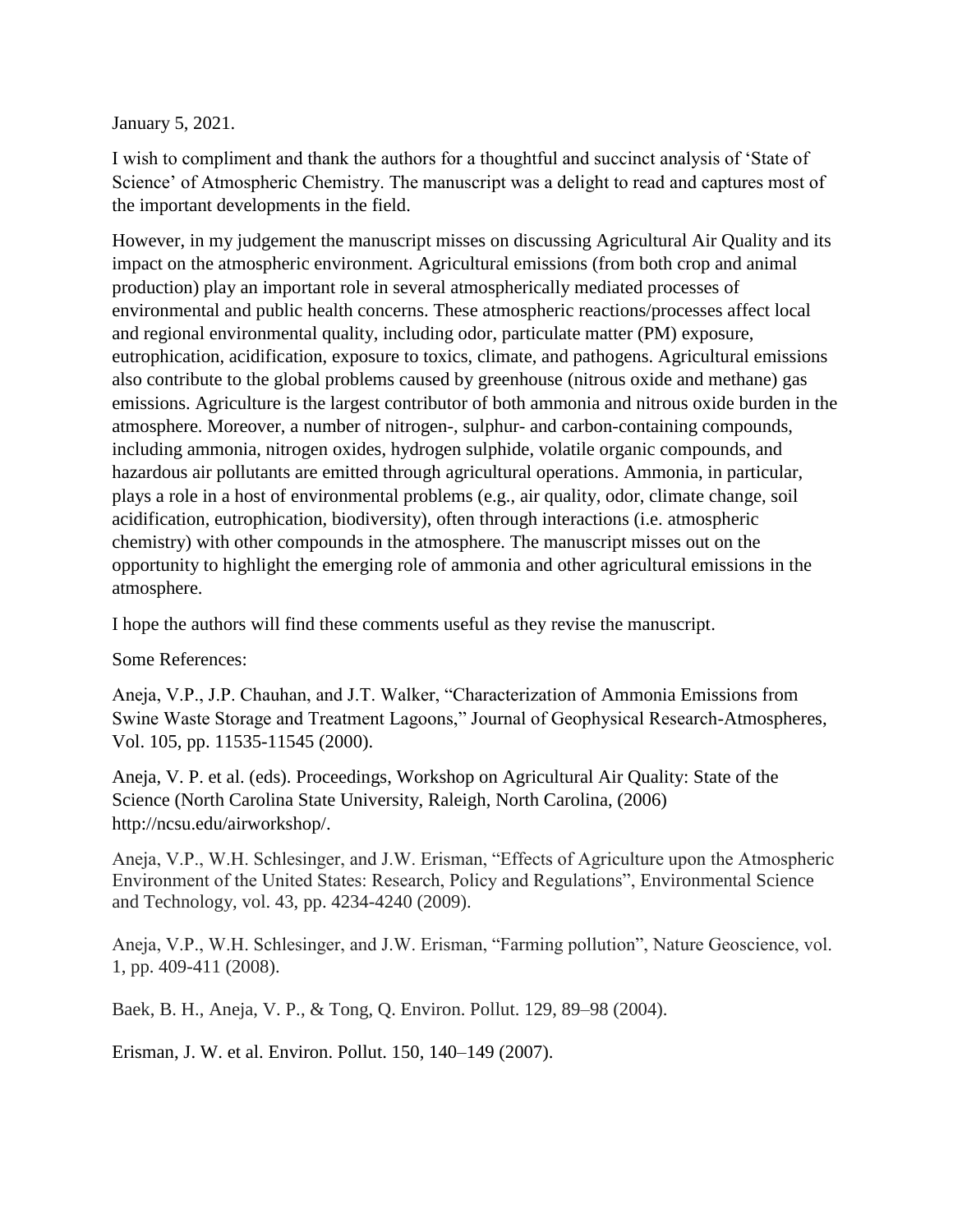January 5, 2021.

I wish to compliment and thank the authors for a thoughtful and succinct analysis of 'State of Science' of Atmospheric Chemistry. The manuscript was a delight to read and captures most of the important developments in the field.

However, in my judgement the manuscript misses on discussing Agricultural Air Quality and its impact on the atmospheric environment. Agricultural emissions (from both crop and animal production) play an important role in several atmospherically mediated processes of environmental and public health concerns. These atmospheric reactions/processes affect local and regional environmental quality, including odor, particulate matter (PM) exposure, eutrophication, acidification, exposure to toxics, climate, and pathogens. Agricultural emissions also contribute to the global problems caused by greenhouse (nitrous oxide and methane) gas emissions. Agriculture is the largest contributor of both ammonia and nitrous oxide burden in the atmosphere. Moreover, a number of nitrogen-, sulphur- and carbon-containing compounds, including ammonia, nitrogen oxides, hydrogen sulphide, volatile organic compounds, and hazardous air pollutants are emitted through agricultural operations. Ammonia, in particular, plays a role in a host of environmental problems (e.g., air quality, odor, climate change, soil acidification, eutrophication, biodiversity), often through interactions (i.e. atmospheric chemistry) with other compounds in the atmosphere. The manuscript misses out on the opportunity to highlight the emerging role of ammonia and other agricultural emissions in the atmosphere.

I hope the authors will find these comments useful as they revise the manuscript.

Some References:

Aneja, V.P., J.P. Chauhan, and J.T. Walker, "Characterization of Ammonia Emissions from Swine Waste Storage and Treatment Lagoons," Journal of Geophysical Research-Atmospheres, Vol. 105, pp. 11535-11545 (2000).

Aneja, V. P. et al. (eds). Proceedings, Workshop on Agricultural Air Quality: State of the Science (North Carolina State University, Raleigh, North Carolina, (2006) http://ncsu.edu/airworkshop/.

Aneja, V.P., W.H. Schlesinger, and J.W. Erisman, "Effects of Agriculture upon the Atmospheric Environment of the United States: Research, Policy and Regulations", Environmental Science and Technology, vol. 43, pp. 4234-4240 (2009).

Aneja, V.P., W.H. Schlesinger, and J.W. Erisman, "Farming pollution", Nature Geoscience, vol. 1, pp. 409-411 (2008).

Baek, B. H., Aneja, V. P., & Tong, Q. Environ. Pollut. 129, 89–98 (2004).

Erisman, J. W. et al. Environ. Pollut. 150, 140–149 (2007).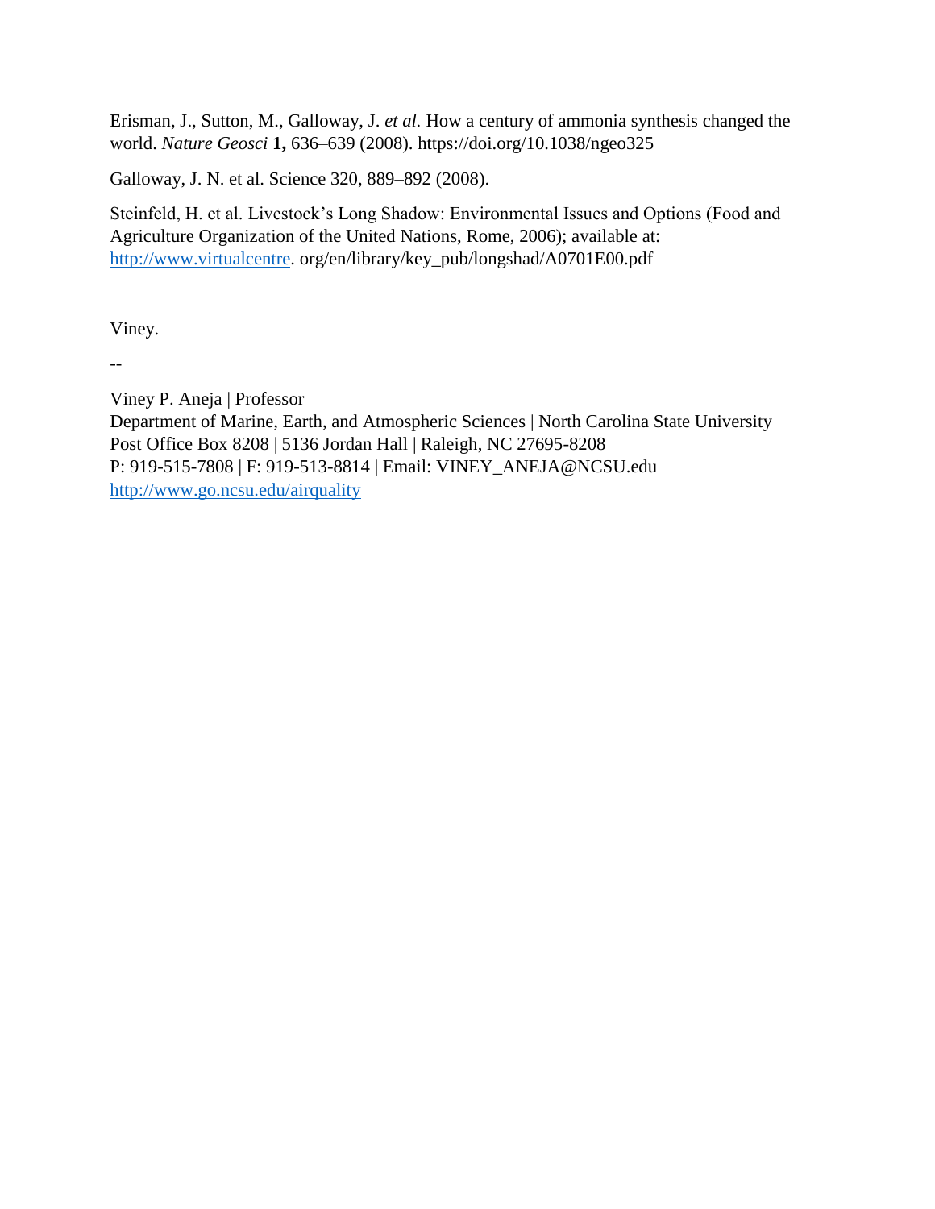Erisman, J., Sutton, M., Galloway, J. *et al.* How a century of ammonia synthesis changed the world. *Nature Geosci* **1,** 636–639 (2008). https://doi.org/10.1038/ngeo325

Galloway, J. N. et al. Science 320, 889–892 (2008).

Steinfeld, H. et al. Livestock's Long Shadow: Environmental Issues and Options (Food and Agriculture Organization of the United Nations, Rome, 2006); available at: http://www.virtualcentre. org/en/library/key_pub/longshad/A0701E00.pdf

Viney.

--

Viney P. Aneja | Professor
Department of Marine, Earth, and Atmospheric Sciences | North Carolina State University
Post Office Box 8208 | 5136 Jordan Hall | Raleigh, NC 27695-8208
P: 919-515-7808 | F: 919-513-8814 | Email: VINEY_ANEJA@NCSU.edu
http://www.go.ncsu.edu/airquality